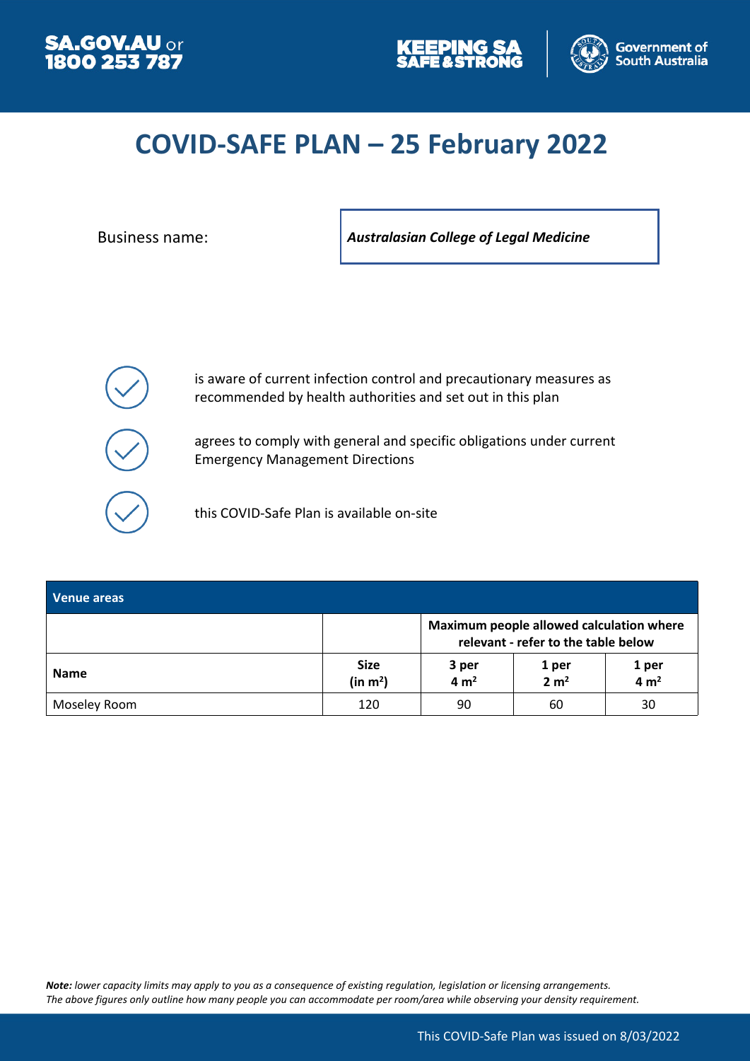SA.GOV.AU or 1800 253 787

KEEPING SA SAFE & STRONG

Government of South Australia

# COVID-SAFE PLAN – 25 February 2022

Business name: ***Australasian College of Legal Medicine***

- is aware of current infection control and precautionary measures as recommended by health authorities and set out in this plan
- agrees to comply with general and specific obligations under current Emergency Management Directions
- this COVID-Safe Plan is available on-site

| **Venue areas** | | | | |
|---|---|---|---|---|
| | | **Maximum people allowed calculation where relevant - refer to the table below** | | |
| **Name** | **Size (in m²)** | **3 per 4 m²** | **1 per 2 m²** | **1 per 4 m²** |
| Moseley Room | 120 | 90 | 60 | 30 |

***Note:*** *lower capacity limits may apply to you as a consequence of existing regulation, legislation or licensing arrangements. The above figures only outline how many people you can accommodate per room/area while observing your density requirement.*

This COVID-Safe Plan was issued on 8/03/2022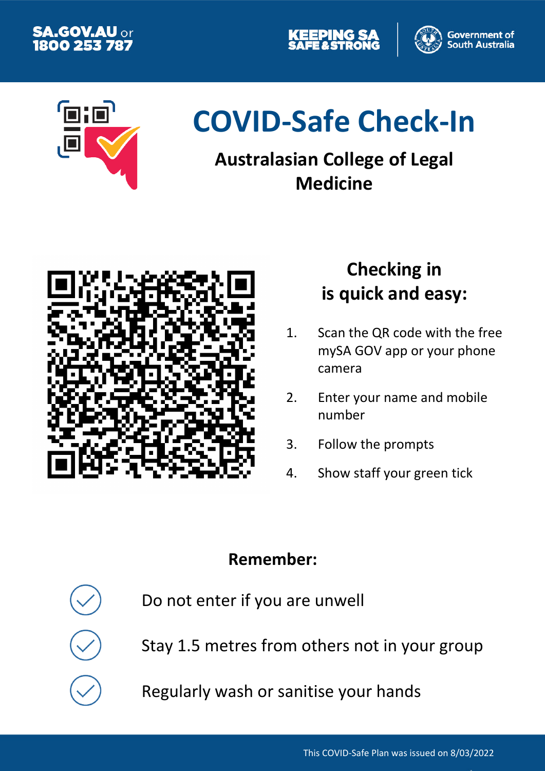SA.GOV.AU or 1800 253 787

KEEPING SA SAFE & STRONG

Government of South Australia

# COVID-Safe Check-In

## Australasian College of Legal Medicine

### Checking in is quick and easy:

1. Scan the QR code with the free mySA GOV app or your phone camera
2. Enter your name and mobile number
3. Follow the prompts
4. Show staff your green tick

### Remember:

- Do not enter if you are unwell
- Stay 1.5 metres from others not in your group
- Regularly wash or sanitise your hands

This COVID-Safe Plan was issued on 8/03/2022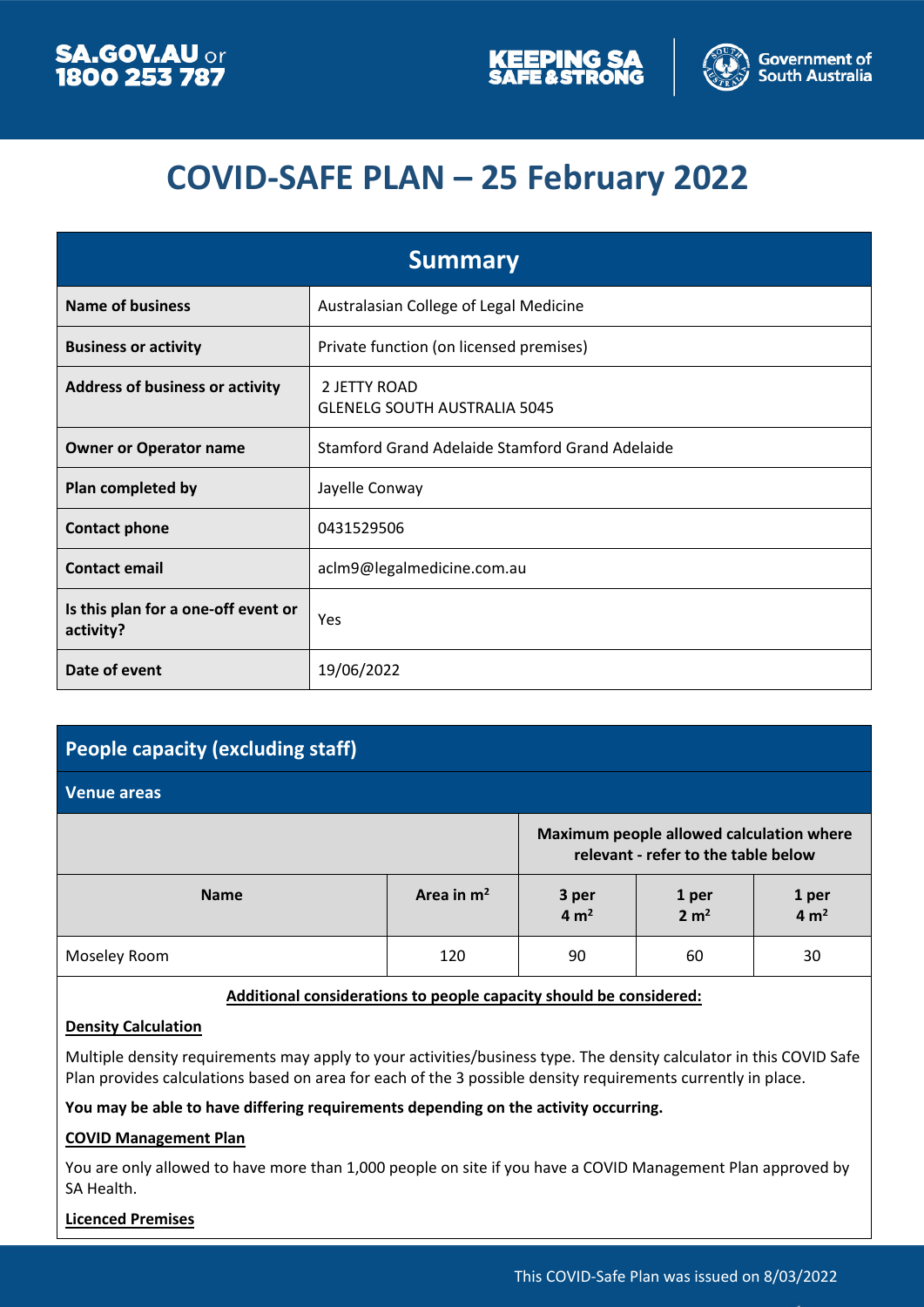# COVID-SAFE PLAN – 25 February 2022

| Summary | |
|---|---|
| **Name of business** | Australasian College of Legal Medicine |
| **Business or activity** | Private function (on licensed premises) |
| **Address of business or activity** | 2 JETTY ROAD<br>GLENELG SOUTH AUSTRALIA 5045 |
| **Owner or Operator name** | Stamford Grand Adelaide Stamford Grand Adelaide |
| **Plan completed by** | Jayelle Conway |
| **Contact phone** | 0431529506 |
| **Contact email** | aclm9@legalmedicine.com.au |
| **Is this plan for a one-off event or activity?** | Yes |
| **Date of event** | 19/06/2022 |

## People capacity (excluding staff)

### Venue areas

| | | Maximum people allowed calculation where relevant - refer to the table below | | |
|---|---|---|---|---|
| **Name** | **Area in $m^2$** | **3 per 4 $m^2$** | **1 per 2 $m^2$** | **1 per 4 $m^2$** |
| Moseley Room | 120 | 90 | 60 | 30 |

**Additional considerations to people capacity should be considered:**

**Density Calculation**

Multiple density requirements may apply to your activities/business type. The density calculator in this COVID Safe Plan provides calculations based on area for each of the 3 possible density requirements currently in place.

**You may be able to have differing requirements depending on the activity occurring.**

**COVID Management Plan**

You are only allowed to have more than 1,000 people on site if you have a COVID Management Plan approved by SA Health.

**Licenced Premises**

This COVID-Safe Plan was issued on 8/03/2022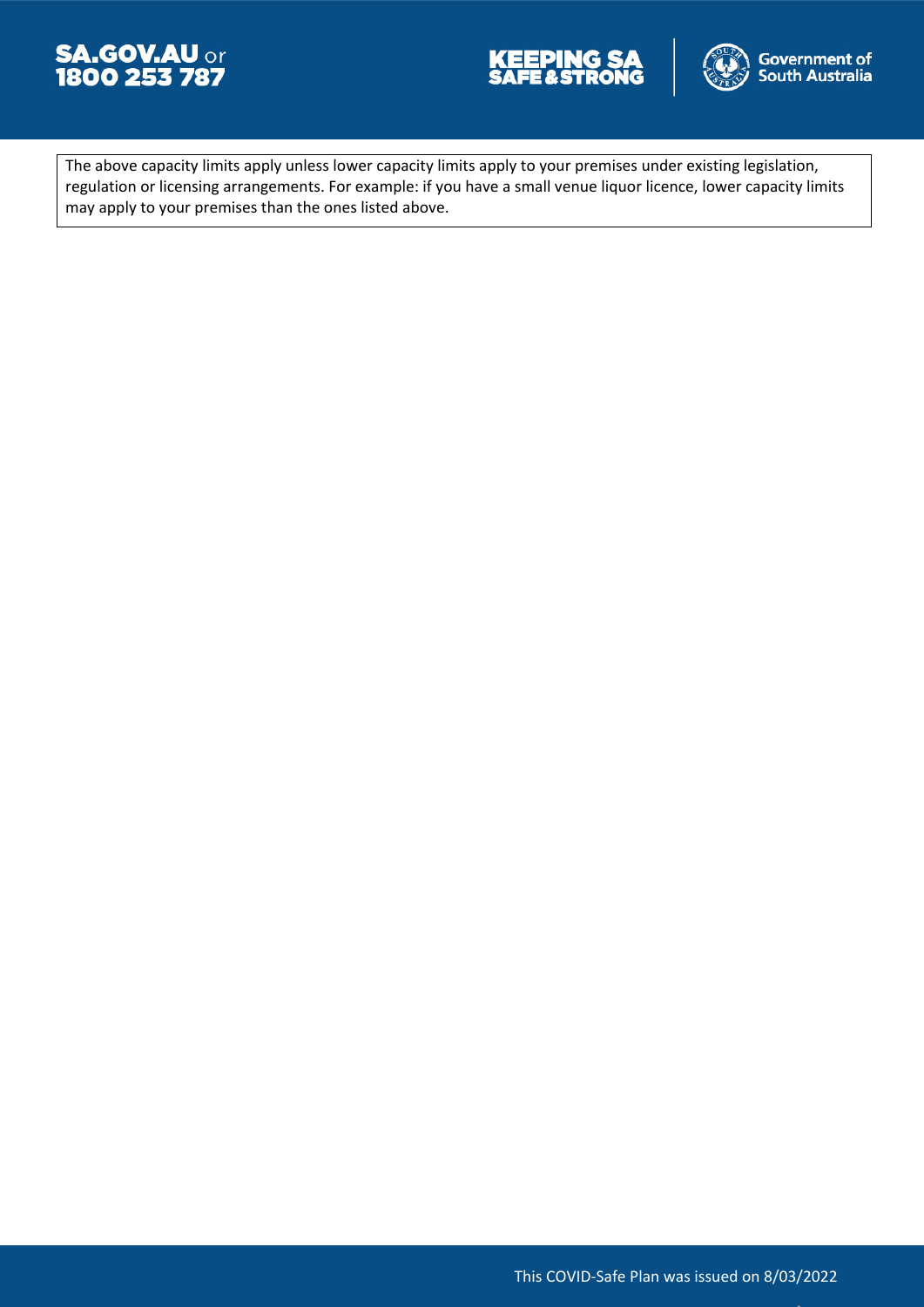The above capacity limits apply unless lower capacity limits apply to your premises under existing legislation, regulation or licensing arrangements. For example: if you have a small venue liquor licence, lower capacity limits may apply to your premises than the ones listed above.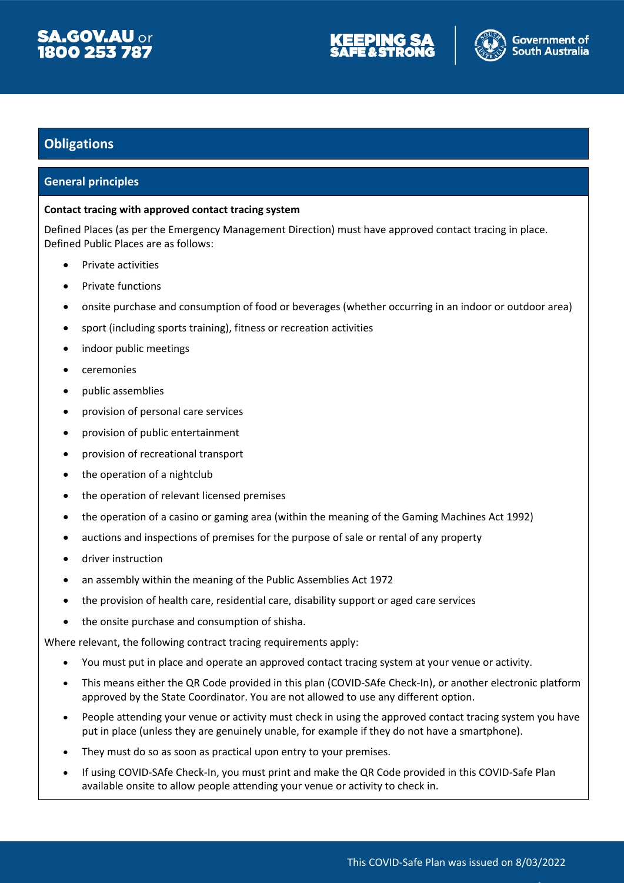## Obligations

### General principles

**Contact tracing with approved contact tracing system**

Defined Places (as per the Emergency Management Direction) must have approved contact tracing in place. Defined Public Places are as follows:

- Private activities
- Private functions
- onsite purchase and consumption of food or beverages (whether occurring in an indoor or outdoor area)
- sport (including sports training), fitness or recreation activities
- indoor public meetings
- ceremonies
- public assemblies
- provision of personal care services
- provision of public entertainment
- provision of recreational transport
- the operation of a nightclub
- the operation of relevant licensed premises
- the operation of a casino or gaming area (within the meaning of the Gaming Machines Act 1992)
- auctions and inspections of premises for the purpose of sale or rental of any property
- driver instruction
- an assembly within the meaning of the Public Assemblies Act 1972
- the provision of health care, residential care, disability support or aged care services
- the onsite purchase and consumption of shisha.

Where relevant, the following contract tracing requirements apply:

- You must put in place and operate an approved contact tracing system at your venue or activity.
- This means either the QR Code provided in this plan (COVID-SAfe Check-In), or another electronic platform approved by the State Coordinator. You are not allowed to use any different option.
- People attending your venue or activity must check in using the approved contact tracing system you have put in place (unless they are genuinely unable, for example if they do not have a smartphone).
- They must do so as soon as practical upon entry to your premises.
- If using COVID-SAfe Check-In, you must print and make the QR Code provided in this COVID-Safe Plan available onsite to allow people attending your venue or activity to check in.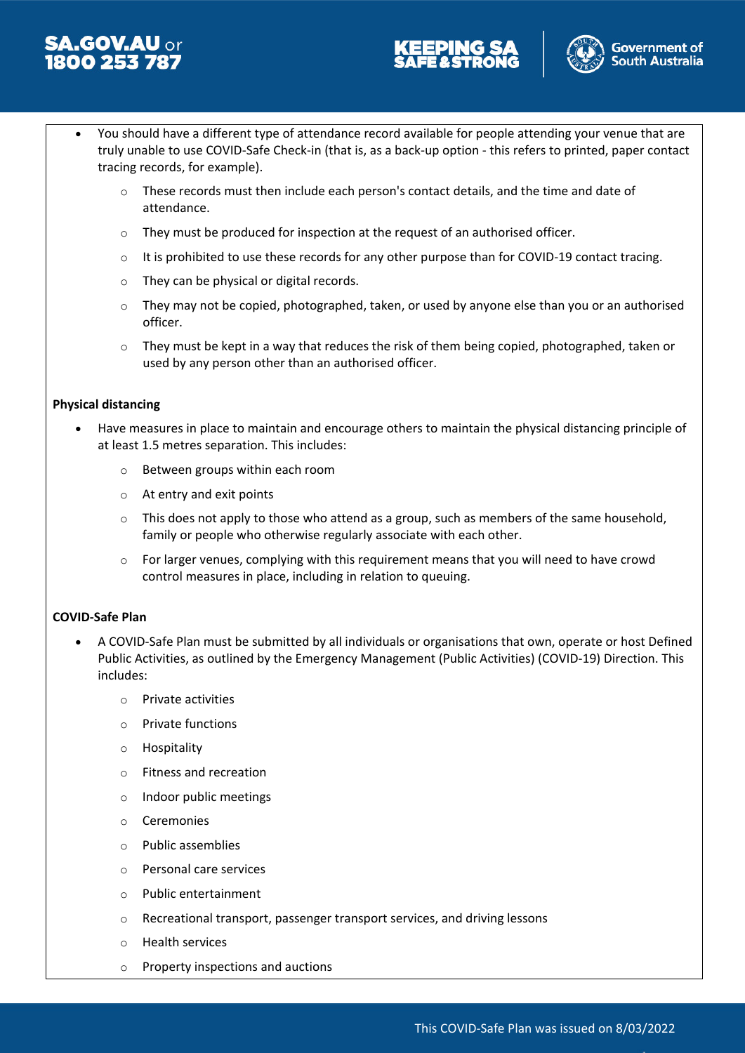- You should have a different type of attendance record available for people attending your venue that are truly unable to use COVID-Safe Check-in (that is, as a back-up option - this refers to printed, paper contact tracing records, for example).
  - These records must then include each person's contact details, and the time and date of attendance.
  - They must be produced for inspection at the request of an authorised officer.
  - It is prohibited to use these records for any other purpose than for COVID-19 contact tracing.
  - They can be physical or digital records.
  - They may not be copied, photographed, taken, or used by anyone else than you or an authorised officer.
  - They must be kept in a way that reduces the risk of them being copied, photographed, taken or used by any person other than an authorised officer.

**Physical distancing**

- Have measures in place to maintain and encourage others to maintain the physical distancing principle of at least 1.5 metres separation. This includes:
  - Between groups within each room
  - At entry and exit points
  - This does not apply to those who attend as a group, such as members of the same household, family or people who otherwise regularly associate with each other.
  - For larger venues, complying with this requirement means that you will need to have crowd control measures in place, including in relation to queuing.

**COVID-Safe Plan**

- A COVID-Safe Plan must be submitted by all individuals or organisations that own, operate or host Defined Public Activities, as outlined by the Emergency Management (Public Activities) (COVID-19) Direction. This includes:
  - Private activities
  - Private functions
  - Hospitality
  - Fitness and recreation
  - Indoor public meetings
  - Ceremonies
  - Public assemblies
  - Personal care services
  - Public entertainment
  - Recreational transport, passenger transport services, and driving lessons
  - Health services
  - Property inspections and auctions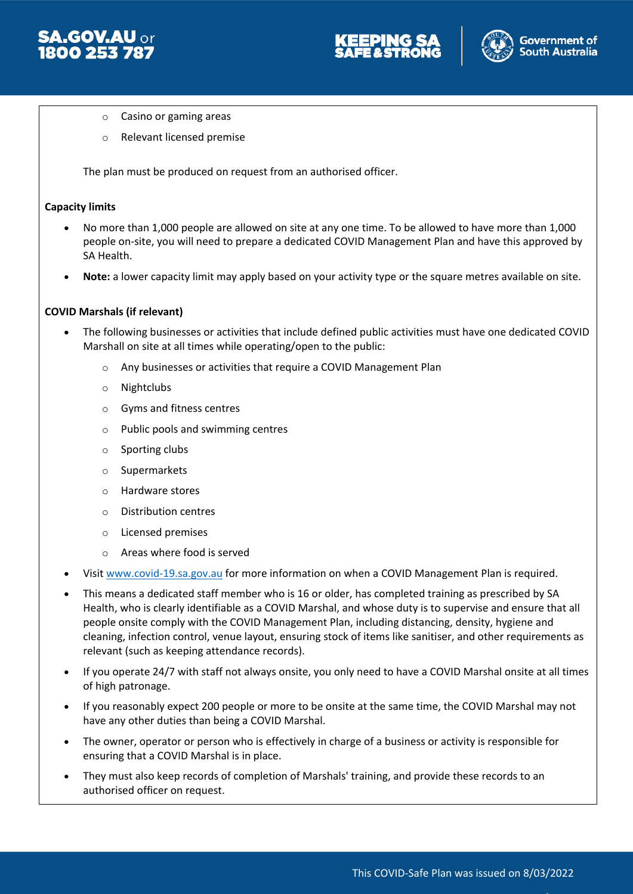- Casino or gaming areas
- Relevant licensed premise

The plan must be produced on request from an authorised officer.

**Capacity limits**

- No more than 1,000 people are allowed on site at any one time. To be allowed to have more than 1,000 people on-site, you will need to prepare a dedicated COVID Management Plan and have this approved by SA Health.
- **Note:** a lower capacity limit may apply based on your activity type or the square metres available on site.

**COVID Marshals (if relevant)**

- The following businesses or activities that include defined public activities must have one dedicated COVID Marshall on site at all times while operating/open to the public:
  - Any businesses or activities that require a COVID Management Plan
  - Nightclubs
  - Gyms and fitness centres
  - Public pools and swimming centres
  - Sporting clubs
  - Supermarkets
  - Hardware stores
  - Distribution centres
  - Licensed premises
  - Areas where food is served
- Visit www.covid-19.sa.gov.au for more information on when a COVID Management Plan is required.
- This means a dedicated staff member who is 16 or older, has completed training as prescribed by SA Health, who is clearly identifiable as a COVID Marshal, and whose duty is to supervise and ensure that all people onsite comply with the COVID Management Plan, including distancing, density, hygiene and cleaning, infection control, venue layout, ensuring stock of items like sanitiser, and other requirements as relevant (such as keeping attendance records).
- If you operate 24/7 with staff not always onsite, you only need to have a COVID Marshal onsite at all times of high patronage.
- If you reasonably expect 200 people or more to be onsite at the same time, the COVID Marshal may not have any other duties than being a COVID Marshal.
- The owner, operator or person who is effectively in charge of a business or activity is responsible for ensuring that a COVID Marshal is in place.
- They must also keep records of completion of Marshals' training, and provide these records to an authorised officer on request.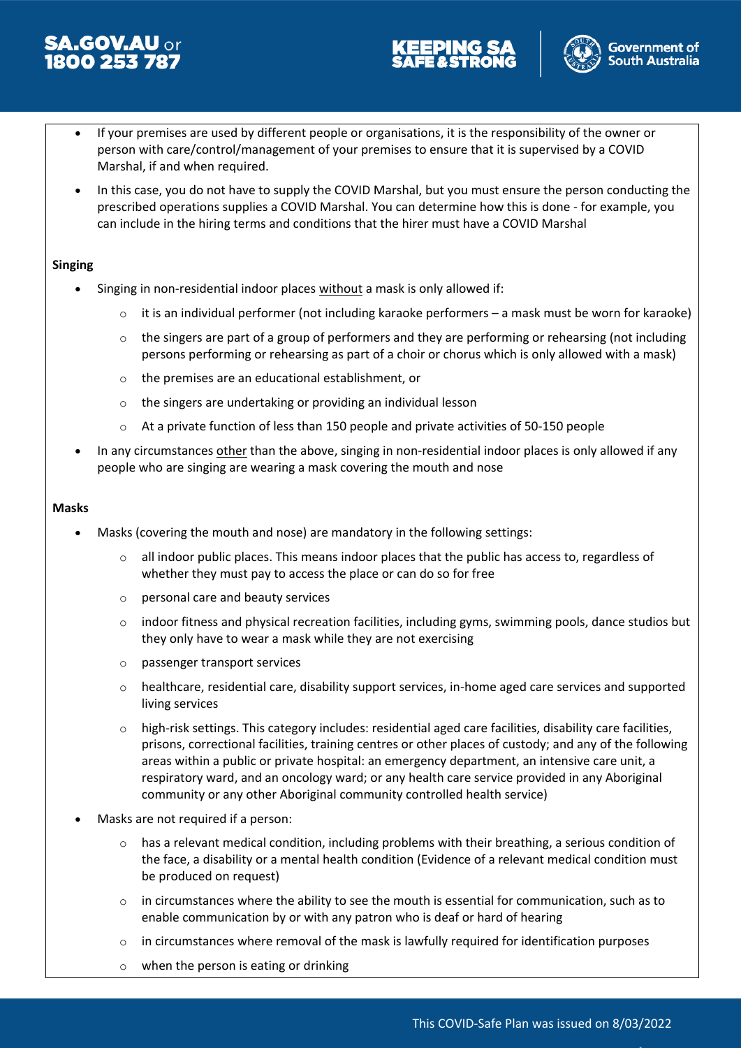- If your premises are used by different people or organisations, it is the responsibility of the owner or person with care/control/management of your premises to ensure that it is supervised by a COVID Marshal, if and when required.
- In this case, you do not have to supply the COVID Marshal, but you must ensure the person conducting the prescribed operations supplies a COVID Marshal. You can determine how this is done - for example, you can include in the hiring terms and conditions that the hirer must have a COVID Marshal

**Singing**

- Singing in non-residential indoor places <u>without</u> a mask is only allowed if:
    - it is an individual performer (not including karaoke performers – a mask must be worn for karaoke)
    - the singers are part of a group of performers and they are performing or rehearsing (not including persons performing or rehearsing as part of a choir or chorus which is only allowed with a mask)
    - the premises are an educational establishment, or
    - the singers are undertaking or providing an individual lesson
    - At a private function of less than 150 people and private activities of 50-150 people
- In any circumstances <u>other</u> than the above, singing in non-residential indoor places is only allowed if any people who are singing are wearing a mask covering the mouth and nose

**Masks**

- Masks (covering the mouth and nose) are mandatory in the following settings:
    - all indoor public places. This means indoor places that the public has access to, regardless of whether they must pay to access the place or can do so for free
    - personal care and beauty services
    - indoor fitness and physical recreation facilities, including gyms, swimming pools, dance studios but they only have to wear a mask while they are not exercising
    - passenger transport services
    - healthcare, residential care, disability support services, in-home aged care services and supported living services
    - high-risk settings. This category includes: residential aged care facilities, disability care facilities, prisons, correctional facilities, training centres or other places of custody; and any of the following areas within a public or private hospital: an emergency department, an intensive care unit, a respiratory ward, and an oncology ward; or any health care service provided in any Aboriginal community or any other Aboriginal community controlled health service)
- Masks are not required if a person:
    - has a relevant medical condition, including problems with their breathing, a serious condition of the face, a disability or a mental health condition (Evidence of a relevant medical condition must be produced on request)
    - in circumstances where the ability to see the mouth is essential for communication, such as to enable communication by or with any patron who is deaf or hard of hearing
    - in circumstances where removal of the mask is lawfully required for identification purposes
    - when the person is eating or drinking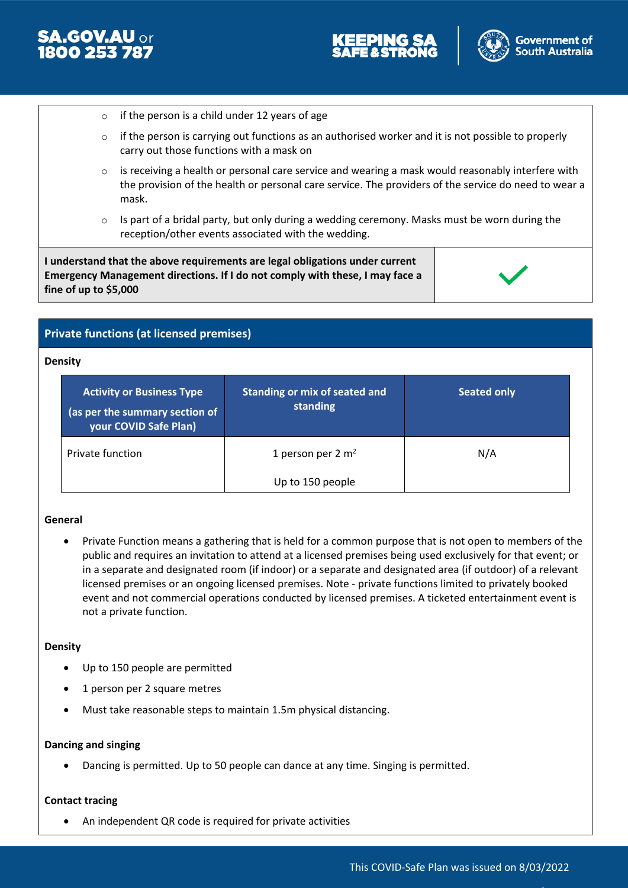- if the person is a child under 12 years of age
- if the person is carrying out functions as an authorised worker and it is not possible to properly carry out those functions with a mask on
- is receiving a health or personal care service and wearing a mask would reasonably interfere with the provision of the health or personal care service. The providers of the service do need to wear a mask.
- Is part of a bridal party, but only during a wedding ceremony. Masks must be worn during the reception/other events associated with the wedding.

| **I understand that the above requirements are legal obligations under current Emergency Management directions. If I do not comply with these, I may face a fine of up to $5,000** | ✓ |
|---|---|

## Private functions (at licensed premises)

**Density**

| Activity or Business Type (as per the summary section of your COVID Safe Plan) | Standing or mix of seated and standing | Seated only |
|---|---|---|
| Private function | 1 person per 2 m$^2$ Up to 150 people | N/A |

**General**

- Private Function means a gathering that is held for a common purpose that is not open to members of the public and requires an invitation to attend at a licensed premises being used exclusively for that event; or in a separate and designated room (if indoor) or a separate and designated area (if outdoor) of a relevant licensed premises or an ongoing licensed premises. Note - private functions limited to privately booked event and not commercial operations conducted by licensed premises. A ticketed entertainment event is not a private function.

**Density**

- Up to 150 people are permitted
- 1 person per 2 square metres
- Must take reasonable steps to maintain 1.5m physical distancing.

**Dancing and singing**

- Dancing is permitted. Up to 50 people can dance at any time. Singing is permitted.

**Contact tracing**

- An independent QR code is required for private activities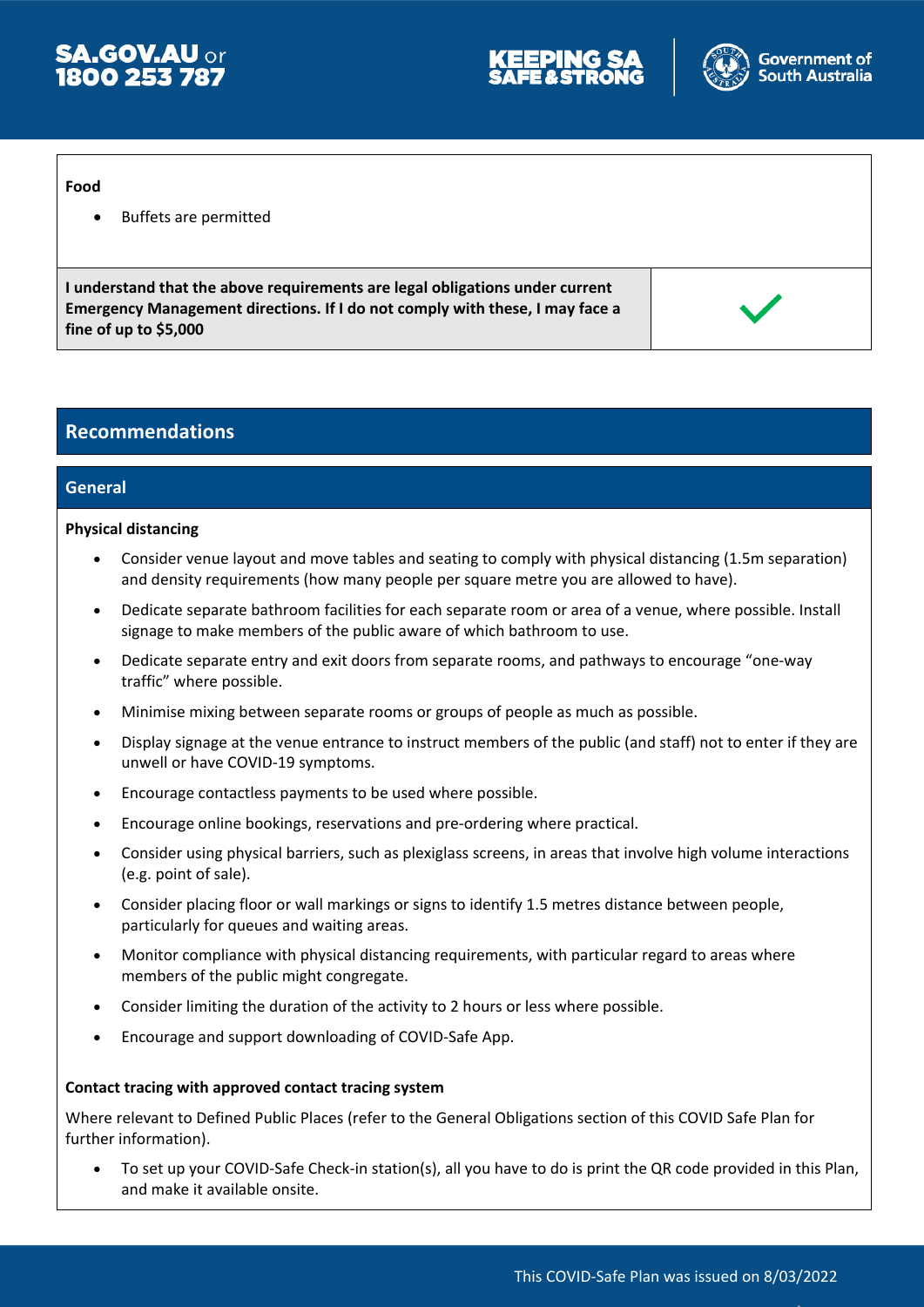**Food**

- Buffets are permitted

| I understand that the above requirements are legal obligations under current Emergency Management directions. If I do not comply with these, I may face a fine of up to $5,000 | ✓ |
|---|---|

## Recommendations

### General

**Physical distancing**

- Consider venue layout and move tables and seating to comply with physical distancing (1.5m separation) and density requirements (how many people per square metre you are allowed to have).
- Dedicate separate bathroom facilities for each separate room or area of a venue, where possible. Install signage to make members of the public aware of which bathroom to use.
- Dedicate separate entry and exit doors from separate rooms, and pathways to encourage "one-way traffic" where possible.
- Minimise mixing between separate rooms or groups of people as much as possible.
- Display signage at the venue entrance to instruct members of the public (and staff) not to enter if they are unwell or have COVID-19 symptoms.
- Encourage contactless payments to be used where possible.
- Encourage online bookings, reservations and pre-ordering where practical.
- Consider using physical barriers, such as plexiglass screens, in areas that involve high volume interactions (e.g. point of sale).
- Consider placing floor or wall markings or signs to identify 1.5 metres distance between people, particularly for queues and waiting areas.
- Monitor compliance with physical distancing requirements, with particular regard to areas where members of the public might congregate.
- Consider limiting the duration of the activity to 2 hours or less where possible.
- Encourage and support downloading of COVID-Safe App.

**Contact tracing with approved contact tracing system**

Where relevant to Defined Public Places (refer to the General Obligations section of this COVID Safe Plan for further information).

- To set up your COVID-Safe Check-in station(s), all you have to do is print the QR code provided in this Plan, and make it available onsite.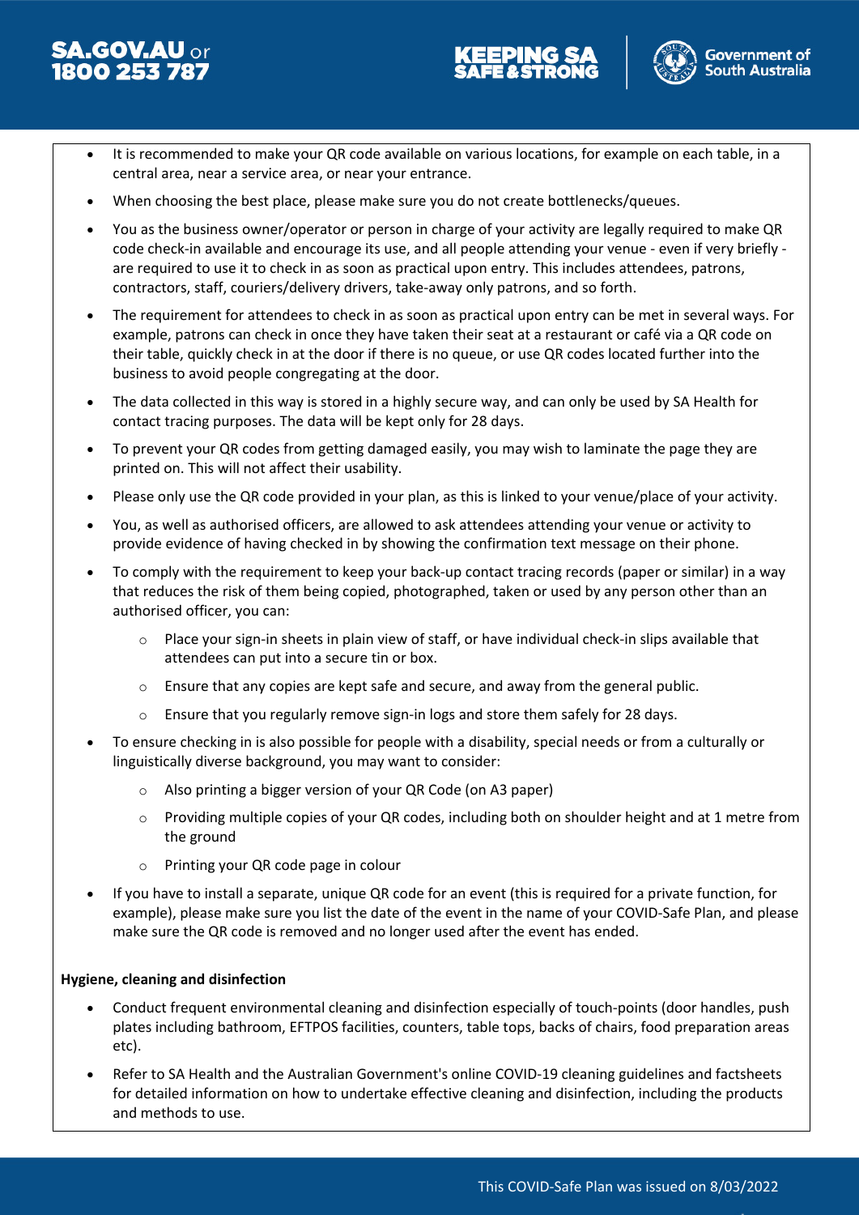- It is recommended to make your QR code available on various locations, for example on each table, in a central area, near a service area, or near your entrance.
- When choosing the best place, please make sure you do not create bottlenecks/queues.
- You as the business owner/operator or person in charge of your activity are legally required to make QR code check-in available and encourage its use, and all people attending your venue - even if very briefly - are required to use it to check in as soon as practical upon entry. This includes attendees, patrons, contractors, staff, couriers/delivery drivers, take-away only patrons, and so forth.
- The requirement for attendees to check in as soon as practical upon entry can be met in several ways. For example, patrons can check in once they have taken their seat at a restaurant or café via a QR code on their table, quickly check in at the door if there is no queue, or use QR codes located further into the business to avoid people congregating at the door.
- The data collected in this way is stored in a highly secure way, and can only be used by SA Health for contact tracing purposes. The data will be kept only for 28 days.
- To prevent your QR codes from getting damaged easily, you may wish to laminate the page they are printed on. This will not affect their usability.
- Please only use the QR code provided in your plan, as this is linked to your venue/place of your activity.
- You, as well as authorised officers, are allowed to ask attendees attending your venue or activity to provide evidence of having checked in by showing the confirmation text message on their phone.
- To comply with the requirement to keep your back-up contact tracing records (paper or similar) in a way that reduces the risk of them being copied, photographed, taken or used by any person other than an authorised officer, you can:
  - Place your sign-in sheets in plain view of staff, or have individual check-in slips available that attendees can put into a secure tin or box.
  - Ensure that any copies are kept safe and secure, and away from the general public.
  - Ensure that you regularly remove sign-in logs and store them safely for 28 days.
- To ensure checking in is also possible for people with a disability, special needs or from a culturally or linguistically diverse background, you may want to consider:
  - Also printing a bigger version of your QR Code (on A3 paper)
  - Providing multiple copies of your QR codes, including both on shoulder height and at 1 metre from the ground
  - Printing your QR code page in colour
- If you have to install a separate, unique QR code for an event (this is required for a private function, for example), please make sure you list the date of the event in the name of your COVID-Safe Plan, and please make sure the QR code is removed and no longer used after the event has ended.

**Hygiene, cleaning and disinfection**

- Conduct frequent environmental cleaning and disinfection especially of touch-points (door handles, push plates including bathroom, EFTPOS facilities, counters, table tops, backs of chairs, food preparation areas etc).
- Refer to SA Health and the Australian Government's online COVID-19 cleaning guidelines and factsheets for detailed information on how to undertake effective cleaning and disinfection, including the products and methods to use.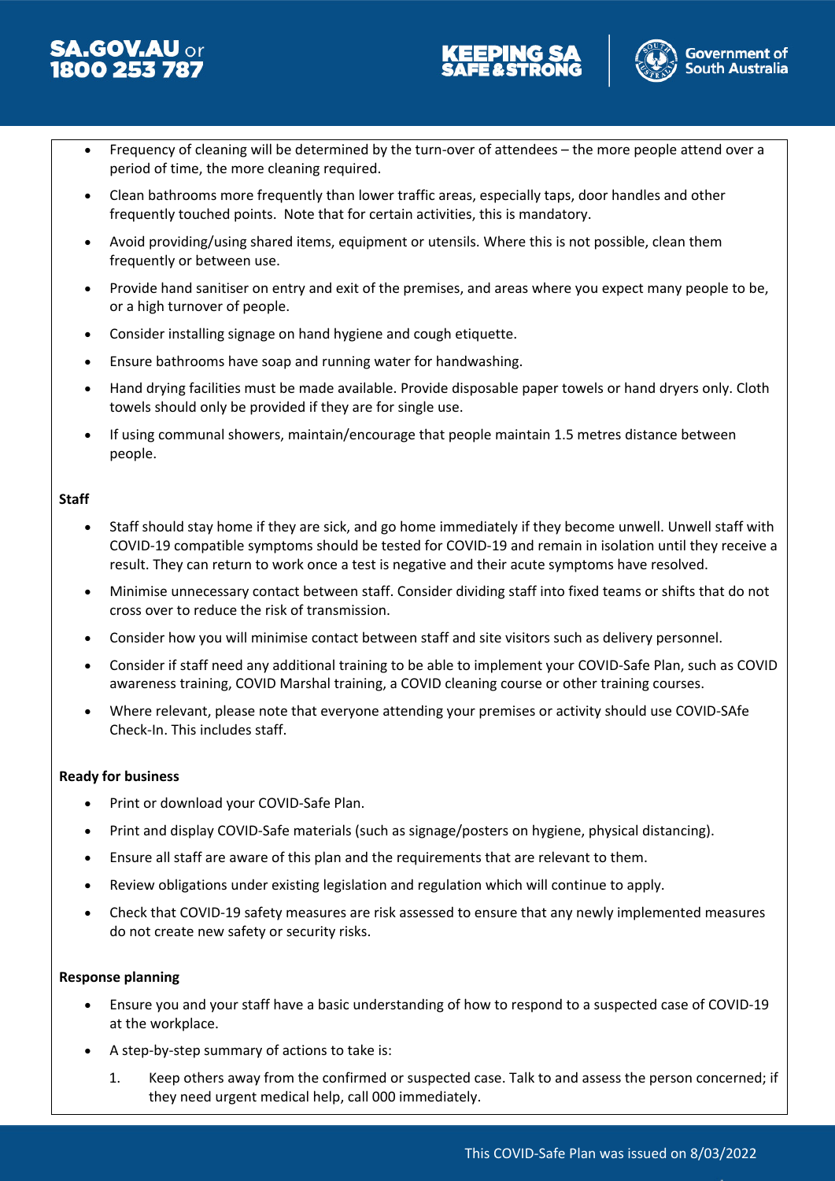- Frequency of cleaning will be determined by the turn-over of attendees – the more people attend over a period of time, the more cleaning required.
- Clean bathrooms more frequently than lower traffic areas, especially taps, door handles and other frequently touched points. Note that for certain activities, this is mandatory.
- Avoid providing/using shared items, equipment or utensils. Where this is not possible, clean them frequently or between use.
- Provide hand sanitiser on entry and exit of the premises, and areas where you expect many people to be, or a high turnover of people.
- Consider installing signage on hand hygiene and cough etiquette.
- Ensure bathrooms have soap and running water for handwashing.
- Hand drying facilities must be made available. Provide disposable paper towels or hand dryers only. Cloth towels should only be provided if they are for single use.
- If using communal showers, maintain/encourage that people maintain 1.5 metres distance between people.

**Staff**

- Staff should stay home if they are sick, and go home immediately if they become unwell. Unwell staff with COVID-19 compatible symptoms should be tested for COVID-19 and remain in isolation until they receive a result. They can return to work once a test is negative and their acute symptoms have resolved.
- Minimise unnecessary contact between staff. Consider dividing staff into fixed teams or shifts that do not cross over to reduce the risk of transmission.
- Consider how you will minimise contact between staff and site visitors such as delivery personnel.
- Consider if staff need any additional training to be able to implement your COVID-Safe Plan, such as COVID awareness training, COVID Marshal training, a COVID cleaning course or other training courses.
- Where relevant, please note that everyone attending your premises or activity should use COVID-SAfe Check-In. This includes staff.

**Ready for business**

- Print or download your COVID-Safe Plan.
- Print and display COVID-Safe materials (such as signage/posters on hygiene, physical distancing).
- Ensure all staff are aware of this plan and the requirements that are relevant to them.
- Review obligations under existing legislation and regulation which will continue to apply.
- Check that COVID-19 safety measures are risk assessed to ensure that any newly implemented measures do not create new safety or security risks.

**Response planning**

- Ensure you and your staff have a basic understanding of how to respond to a suspected case of COVID-19 at the workplace.
- A step-by-step summary of actions to take is:
  1. Keep others away from the confirmed or suspected case. Talk to and assess the person concerned; if they need urgent medical help, call 000 immediately.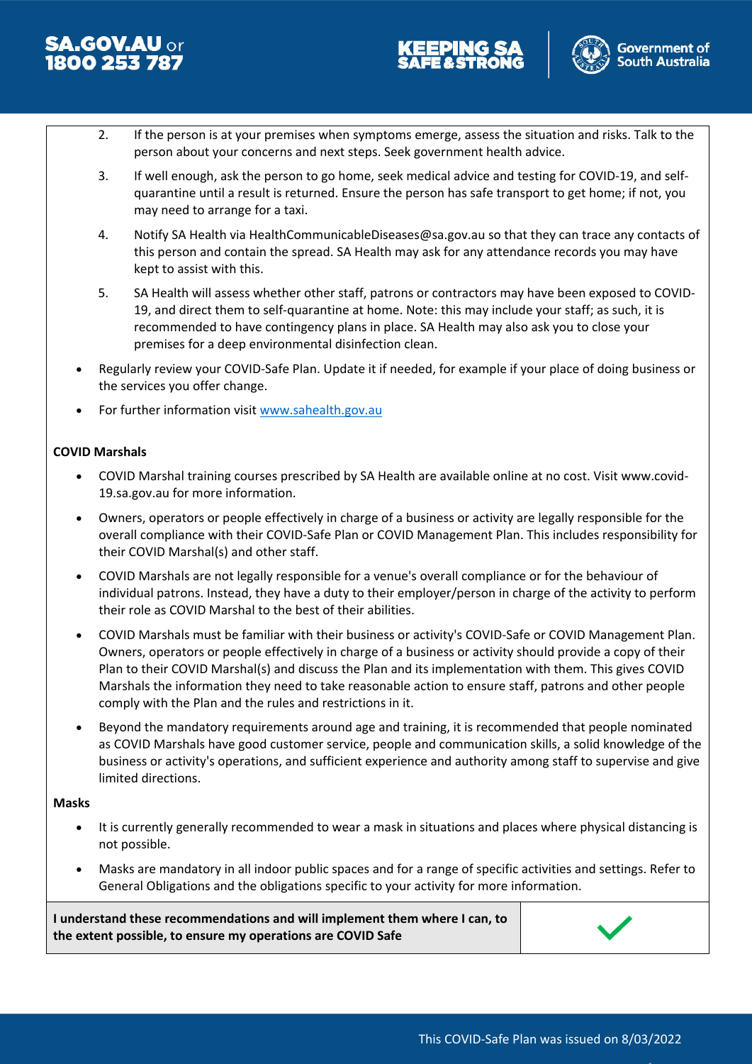2. If the person is at your premises when symptoms emerge, assess the situation and risks. Talk to the person about your concerns and next steps. Seek government health advice.
3. If well enough, ask the person to go home, seek medical advice and testing for COVID-19, and self-quarantine until a result is returned. Ensure the person has safe transport to get home; if not, you may need to arrange for a taxi.
4. Notify SA Health via HealthCommunicableDiseases@sa.gov.au so that they can trace any contacts of this person and contain the spread. SA Health may ask for any attendance records you may have kept to assist with this.
5. SA Health will assess whether other staff, patrons or contractors may have been exposed to COVID-19, and direct them to self-quarantine at home. Note: this may include your staff; as such, it is recommended to have contingency plans in place. SA Health may also ask you to close your premises for a deep environmental disinfection clean.

- Regularly review your COVID-Safe Plan. Update it if needed, for example if your place of doing business or the services you offer change.
- For further information visit [www.sahealth.gov.au](http://www.sahealth.gov.au)

**COVID Marshals**

- COVID Marshal training courses prescribed by SA Health are available online at no cost. Visit www.covid-19.sa.gov.au for more information.
- Owners, operators or people effectively in charge of a business or activity are legally responsible for the overall compliance with their COVID-Safe Plan or COVID Management Plan. This includes responsibility for their COVID Marshal(s) and other staff.
- COVID Marshals are not legally responsible for a venue's overall compliance or for the behaviour of individual patrons. Instead, they have a duty to their employer/person in charge of the activity to perform their role as COVID Marshal to the best of their abilities.
- COVID Marshals must be familiar with their business or activity's COVID-Safe or COVID Management Plan. Owners, operators or people effectively in charge of a business or activity should provide a copy of their Plan to their COVID Marshal(s) and discuss the Plan and its implementation with them. This gives COVID Marshals the information they need to take reasonable action to ensure staff, patrons and other people comply with the Plan and the rules and restrictions in it.
- Beyond the mandatory requirements around age and training, it is recommended that people nominated as COVID Marshals have good customer service, people and communication skills, a solid knowledge of the business or activity's operations, and sufficient experience and authority among staff to supervise and give limited directions.

**Masks**

- It is currently generally recommended to wear a mask in situations and places where physical distancing is not possible.
- Masks are mandatory in all indoor public spaces and for a range of specific activities and settings. Refer to General Obligations and the obligations specific to your activity for more information.

| **I understand these recommendations and will implement them where I can, to the extent possible, to ensure my operations are COVID Safe** | ✓ |
| --- | --- |

This COVID-Safe Plan was issued on 8/03/2022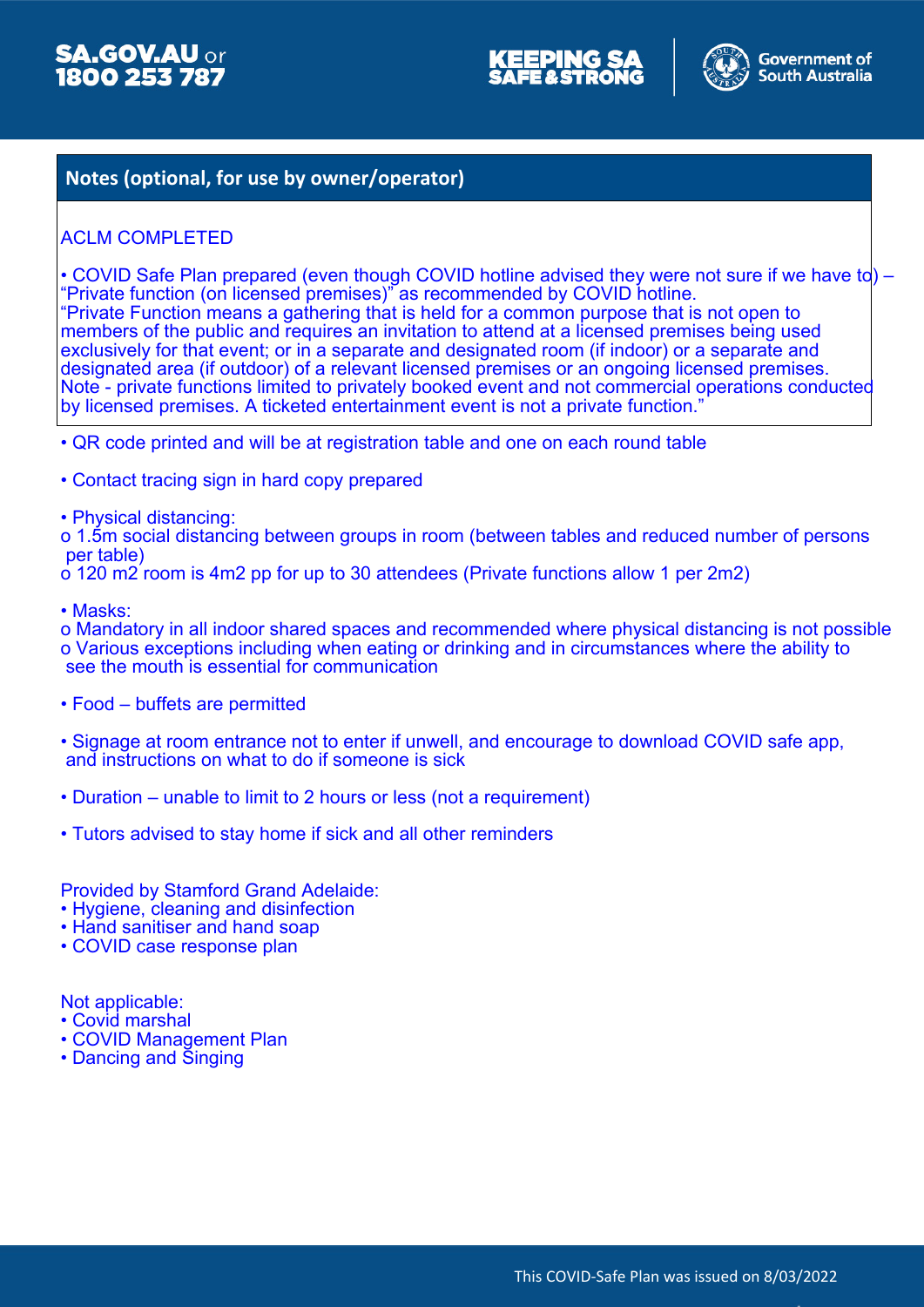## Notes (optional, for use by owner/operator)

ACLM COMPLETED

- COVID Safe Plan prepared (even though COVID hotline advised they were not sure if we have to) – "Private function (on licensed premises)" as recommended by COVID hotline.
  "Private Function means a gathering that is held for a common purpose that is not open to members of the public and requires an invitation to attend at a licensed premises being used exclusively for that event; or in a separate and designated room (if indoor) or a separate and designated area (if outdoor) of a relevant licensed premises or an ongoing licensed premises.
  Note - private functions limited to privately booked event and not commercial operations conducted by licensed premises. A ticketed entertainment event is not a private function."

- QR code printed and will be at registration table and one on each round table

- Contact tracing sign in hard copy prepared

- Physical distancing:
  - 1.5m social distancing between groups in room (between tables and reduced number of persons per table)
  - 120 m2 room is 4m2 pp for up to 30 attendees (Private functions allow 1 per 2m2)

- Masks:
  - Mandatory in all indoor shared spaces and recommended where physical distancing is not possible
  - Various exceptions including when eating or drinking and in circumstances where the ability to see the mouth is essential for communication

- Food – buffets are permitted

- Signage at room entrance not to enter if unwell, and encourage to download COVID safe app, and instructions on what to do if someone is sick

- Duration – unable to limit to 2 hours or less (not a requirement)

- Tutors advised to stay home if sick and all other reminders

Provided by Stamford Grand Adelaide:

- Hygiene, cleaning and disinfection
- Hand sanitiser and hand soap
- COVID case response plan

Not applicable:

- Covid marshal
- COVID Management Plan
- Dancing and Singing

This COVID-Safe Plan was issued on 8/03/2022